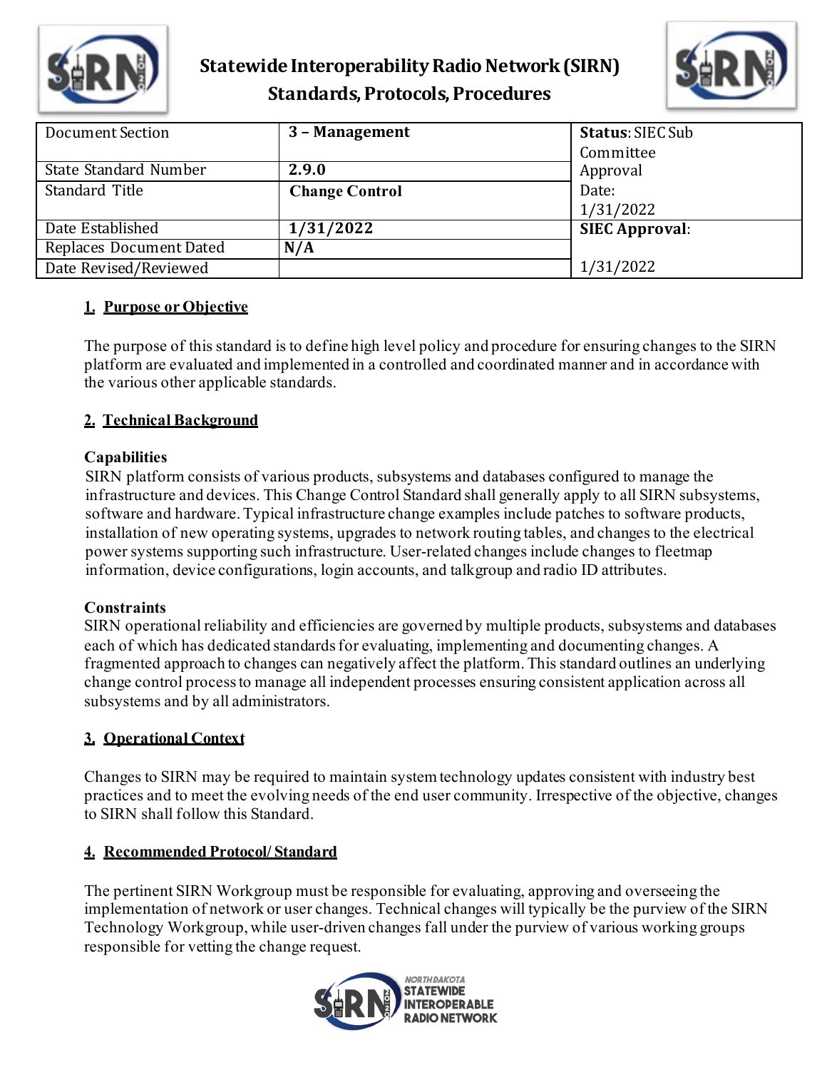# Statewide Interoperability Radio Network (SIRN) Standards, Protocols, Procedures

| Document Section | 3 – Management | Status: SIEC Sub Committee Approval Date: 1/31/2022 |
|---|---|---|
| State Standard Number | 2.9.0 | |
| Standard Title | Change Control | |
| Date Established | 1/31/2022 | SIEC Approval: 1/31/2022 |
| Replaces Document Dated | N/A | |
| Date Revised/Reviewed | | |

## 1. Purpose or Objective

The purpose of this standard is to define high level policy and procedure for ensuring changes to the SIRN platform are evaluated and implemented in a controlled and coordinated manner and in accordance with the various other applicable standards.

## 2. Technical Background

### Capabilities

SIRN platform consists of various products, subsystems and databases configured to manage the infrastructure and devices. This Change Control Standard shall generally apply to all SIRN subsystems, software and hardware. Typical infrastructure change examples include patches to software products, installation of new operating systems, upgrades to network routing tables, and changes to the electrical power systems supporting such infrastructure. User-related changes include changes to fleetmap information, device configurations, login accounts, and talkgroup and radio ID attributes.

### Constraints

SIRN operational reliability and efficiencies are governed by multiple products, subsystems and databases each of which has dedicated standards for evaluating, implementing and documenting changes. A fragmented approach to changes can negatively affect the platform. This standard outlines an underlying change control process to manage all independent processes ensuring consistent application across all subsystems and by all administrators.

## 3. Operational Context

Changes to SIRN may be required to maintain system technology updates consistent with industry best practices and to meet the evolving needs of the end user community. Irrespective of the objective, changes to SIRN shall follow this Standard.

## 4. Recommended Protocol/ Standard

The pertinent SIRN Workgroup must be responsible for evaluating, approving and overseeing the implementation of network or user changes. Technical changes will typically be the purview of the SIRN Technology Workgroup, while user-driven changes fall under the purview of various working groups responsible for vetting the change request.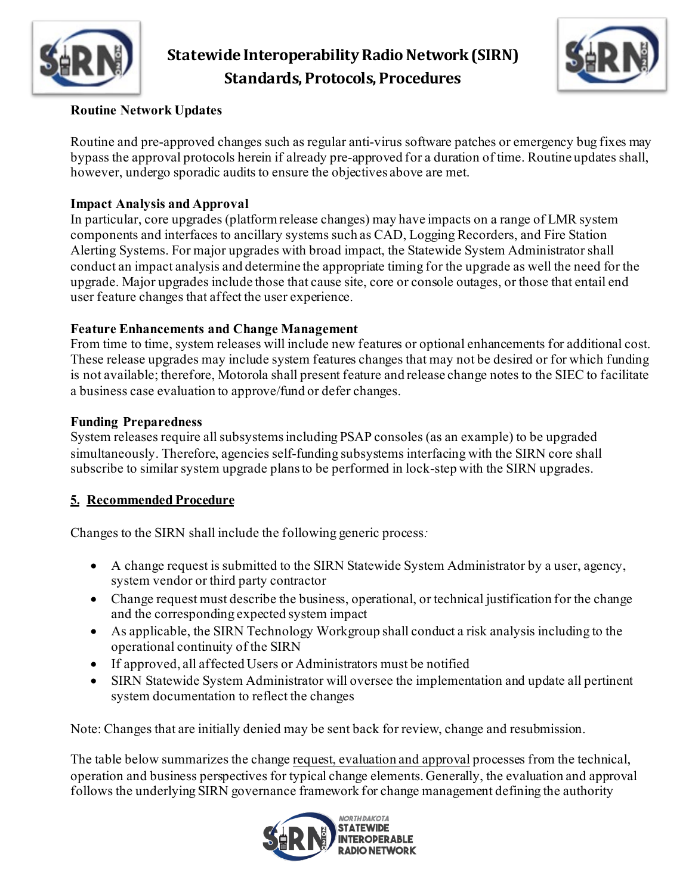**Routine Network Updates**

Routine and pre-approved changes such as regular anti-virus software patches or emergency bug fixes may bypass the approval protocols herein if already pre-approved for a duration of time. Routine updates shall, however, undergo sporadic audits to ensure the objectives above are met.

**Impact Analysis and Approval**

In particular, core upgrades (platform release changes) may have impacts on a range of LMR system components and interfaces to ancillary systems such as CAD, Logging Recorders, and Fire Station Alerting Systems. For major upgrades with broad impact, the Statewide System Administrator shall conduct an impact analysis and determine the appropriate timing for the upgrade as well the need for the upgrade. Major upgrades include those that cause site, core or console outages, or those that entail end user feature changes that affect the user experience.

**Feature Enhancements and Change Management**

From time to time, system releases will include new features or optional enhancements for additional cost. These release upgrades may include system features changes that may not be desired or for which funding is not available; therefore, Motorola shall present feature and release change notes to the SIEC to facilitate a business case evaluation to approve/fund or defer changes.

**Funding Preparedness**

System releases require all subsystems including PSAP consoles (as an example) to be upgraded simultaneously. Therefore, agencies self-funding subsystems interfacing with the SIRN core shall subscribe to similar system upgrade plans to be performed in lock-step with the SIRN upgrades.

## 5. Recommended Procedure

Changes to the SIRN shall include the following generic process:

- A change request is submitted to the SIRN Statewide System Administrator by a user, agency, system vendor or third party contractor
- Change request must describe the business, operational, or technical justification for the change and the corresponding expected system impact
- As applicable, the SIRN Technology Workgroup shall conduct a risk analysis including to the operational continuity of the SIRN
- If approved, all affected Users or Administrators must be notified
- SIRN Statewide System Administrator will oversee the implementation and update all pertinent system documentation to reflect the changes

Note: Changes that are initially denied may be sent back for review, change and resubmission.

The table below summarizes the change request, evaluation and approval processes from the technical, operation and business perspectives for typical change elements. Generally, the evaluation and approval follows the underlying SIRN governance framework for change management defining the authority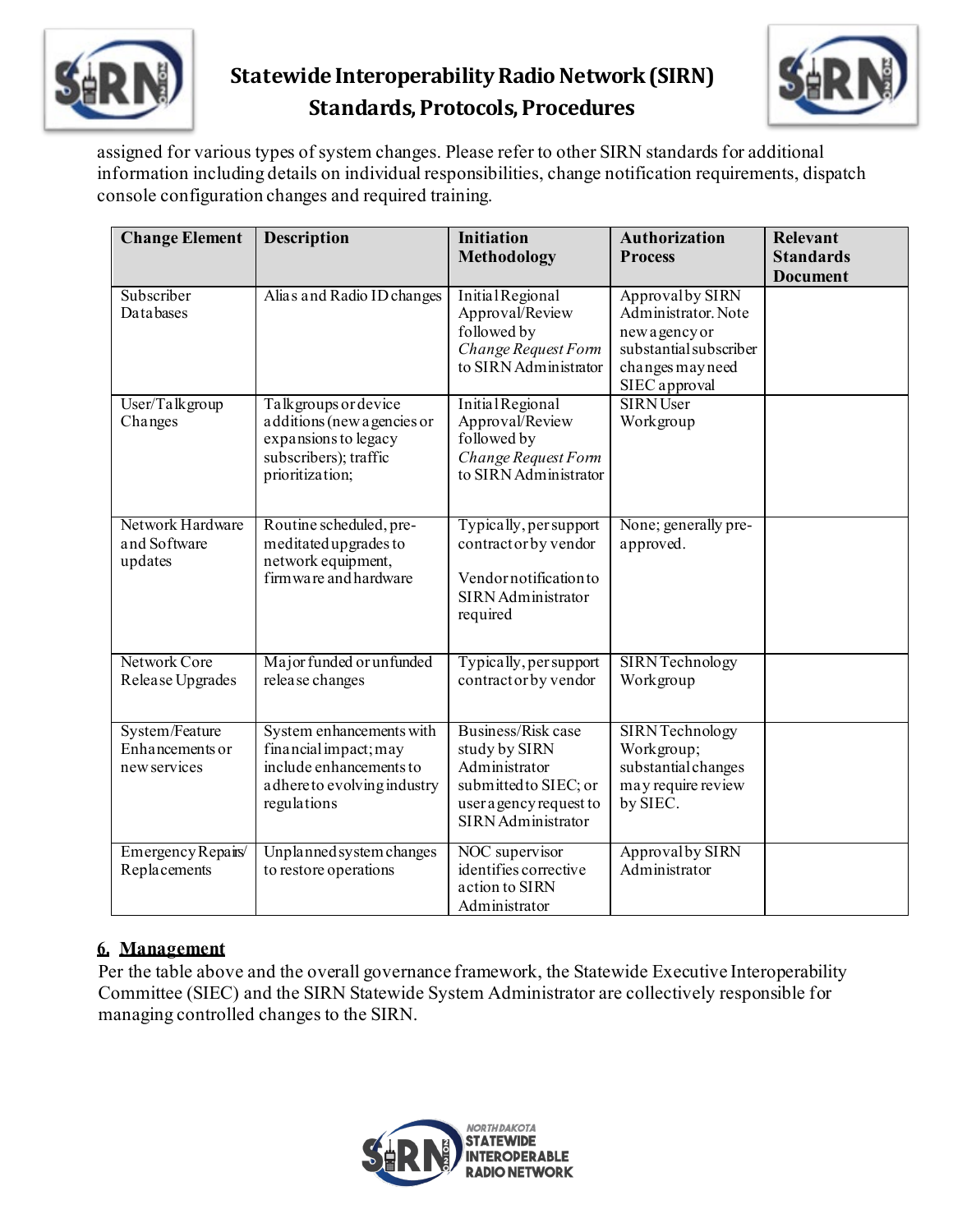assigned for various types of system changes. Please refer to other SIRN standards for additional information including details on individual responsibilities, change notification requirements, dispatch console configuration changes and required training.

| Change Element | Description | Initiation Methodology | Authorization Process | Relevant Standards Document |
|---|---|---|---|---|
| Subscriber Databases | Alias and Radio ID changes | Initial Regional Approval/Review followed by *Change Request Form* to SIRN Administrator | Approval by SIRN Administrator. Note new agency or substantial subscriber changes may need SIEC approval | |
| User/Talkgroup Changes | Talkgroups or device additions (new agencies or expansions to legacy subscribers); traffic prioritization; | Initial Regional Approval/Review followed by *Change Request Form* to SIRN Administrator | SIRN User Workgroup | |
| Network Hardware and Software updates | Routine scheduled, pre-meditated upgrades to network equipment, firmware and hardware | Typically, per support contract or by vendor<br><br>Vendor notification to SIRN Administrator required | None; generally pre-approved. | |
| Network Core Release Upgrades | Major funded or unfunded release changes | Typically, per support contract or by vendor | SIRN Technology Workgroup | |
| System/Feature Enhancements or new services | System enhancements with financial impact; may include enhancements to adhere to evolving industry regulations | Business/Risk case study by SIRN Administrator submitted to SIEC; or user agency request to SIRN Administrator | SIRN Technology Workgroup; substantial changes may require review by SIEC. | |
| Emergency Repairs/ Replacements | Unplanned system changes to restore operations | NOC supervisor identifies corrective action to SIRN Administrator | Approval by SIRN Administrator | |

## 6. Management

Per the table above and the overall governance framework, the Statewide Executive Interoperability Committee (SIEC) and the SIRN Statewide System Administrator are collectively responsible for managing controlled changes to the SIRN.